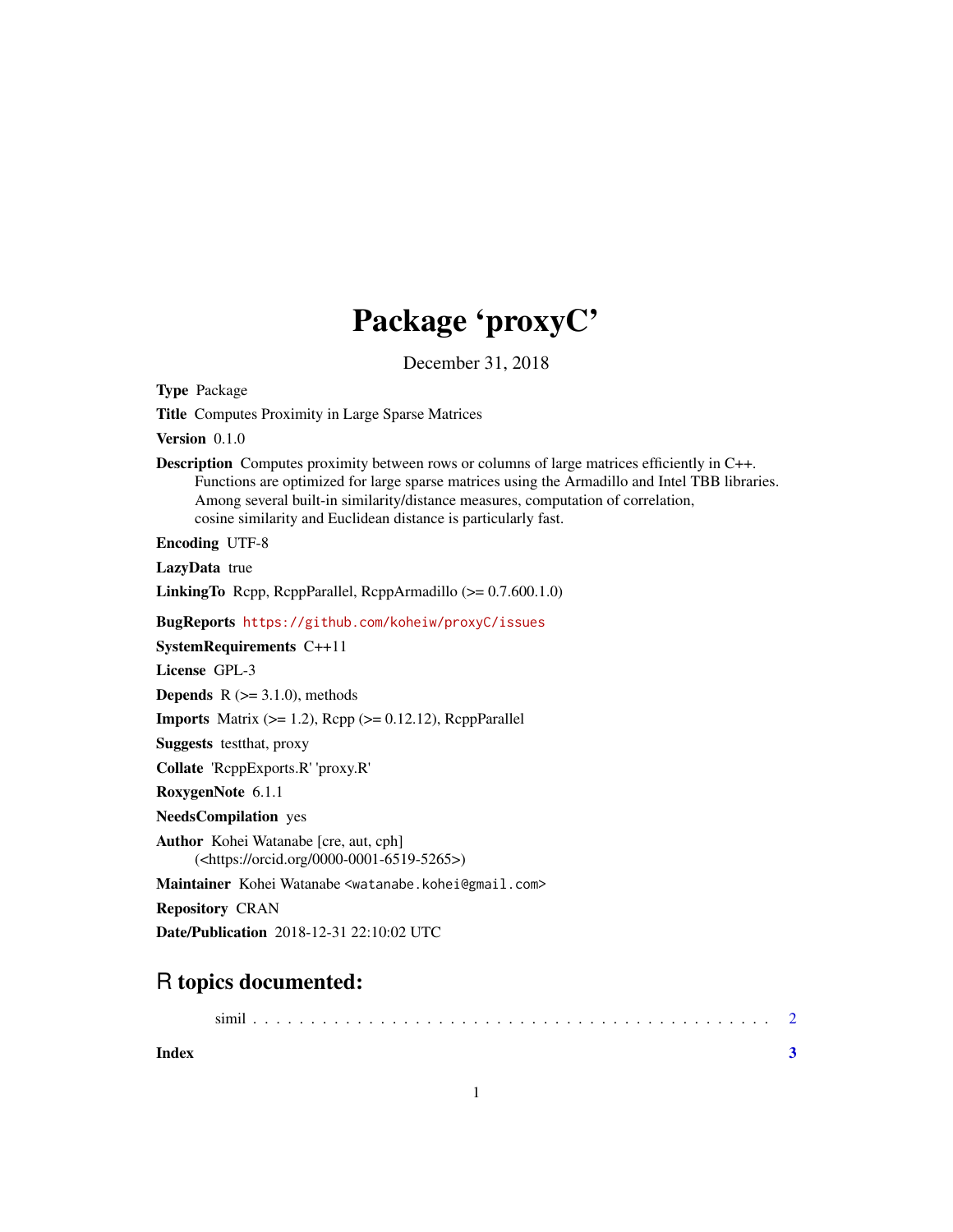# Package 'proxyC'

December 31, 2018

**Type** Package

**Title** Computes Proximity in Large Sparse Matrices

**Version** 0.1.0

**Description** Computes proximity between rows or columns of large matrices efficiently in C++. Functions are optimized for large sparse matrices using the Armadillo and Intel TBB libraries. Among several built-in similarity/distance measures, computation of correlation, cosine similarity and Euclidean distance is particularly fast.

**Encoding** UTF-8

**LazyData** true

**LinkingTo** Rcpp, RcppParallel, RcppArmadillo (>= 0.7.600.1.0)

**BugReports** https://github.com/koheiw/proxyC/issues

**SystemRequirements** C++11

**License** GPL-3

**Depends** R (>= 3.1.0), methods

**Imports** Matrix (>= 1.2), Rcpp (>= 0.12.12), RcppParallel

**Suggests** testthat, proxy

**Collate** 'RcppExports.R' 'proxy.R'

**RoxygenNote** 6.1.1

**NeedsCompilation** yes

**Author** Kohei Watanabe [cre, aut, cph] (<https://orcid.org/0000-0001-6519-5265>)

**Maintainer** Kohei Watanabe <watanabe.kohei@gmail.com>

**Repository** CRAN

**Date/Publication** 2018-12-31 22:10:02 UTC

## R topics documented:

simil . . . . . . . . . . . . . . . . . . . . . . . . . . . . . . . . . . . . . . . . . . . . 2

**Index** **3**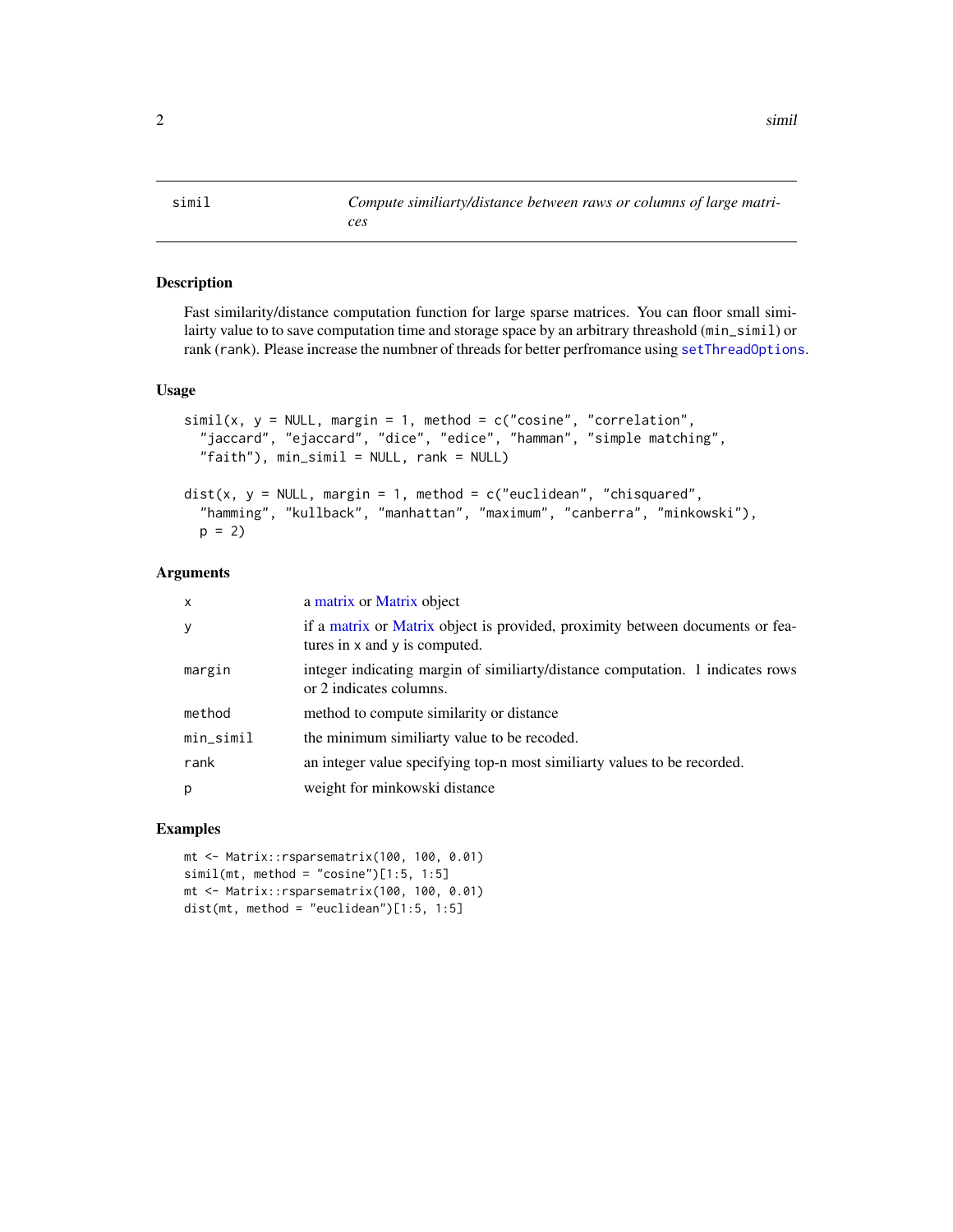# simil

*Compute similiarty/distance between raws or columns of large matrices*

## Description

Fast similarity/distance computation function for large sparse matrices. You can floor small similairty value to to save computation time and storage space by an arbitrary threashold (`min_simil`) or rank (`rank`). Please increase the numbner of threads for better perfromance using `setThreadOptions`.

## Usage

```
simil(x, y = NULL, margin = 1, method = c("cosine", "correlation",
  "jaccard", "ejaccard", "dice", "edice", "hamman", "simple matching",
  "faith"), min_simil = NULL, rank = NULL)

dist(x, y = NULL, margin = 1, method = c("euclidean", "chisquared",
  "hamming", "kullback", "manhattan", "maximum", "canberra", "minkowski"),
  p = 2)
```

## Arguments

| | |
|---|---|
| `x` | a matrix or Matrix object |
| `y` | if a matrix or Matrix object is provided, proximity between documents or features in x and y is computed. |
| `margin` | integer indicating margin of similiarty/distance computation. 1 indicates rows or 2 indicates columns. |
| `method` | method to compute similarity or distance |
| `min_simil` | the minimum similiarty value to be recoded. |
| `rank` | an integer value specifying top-n most similiarty values to be recorded. |
| `p` | weight for minkowski distance |

## Examples

```
mt <- Matrix::rsparsematrix(100, 100, 0.01)
simil(mt, method = "cosine")[1:5, 1:5]
mt <- Matrix::rsparsematrix(100, 100, 0.01)
dist(mt, method = "euclidean")[1:5, 1:5]
```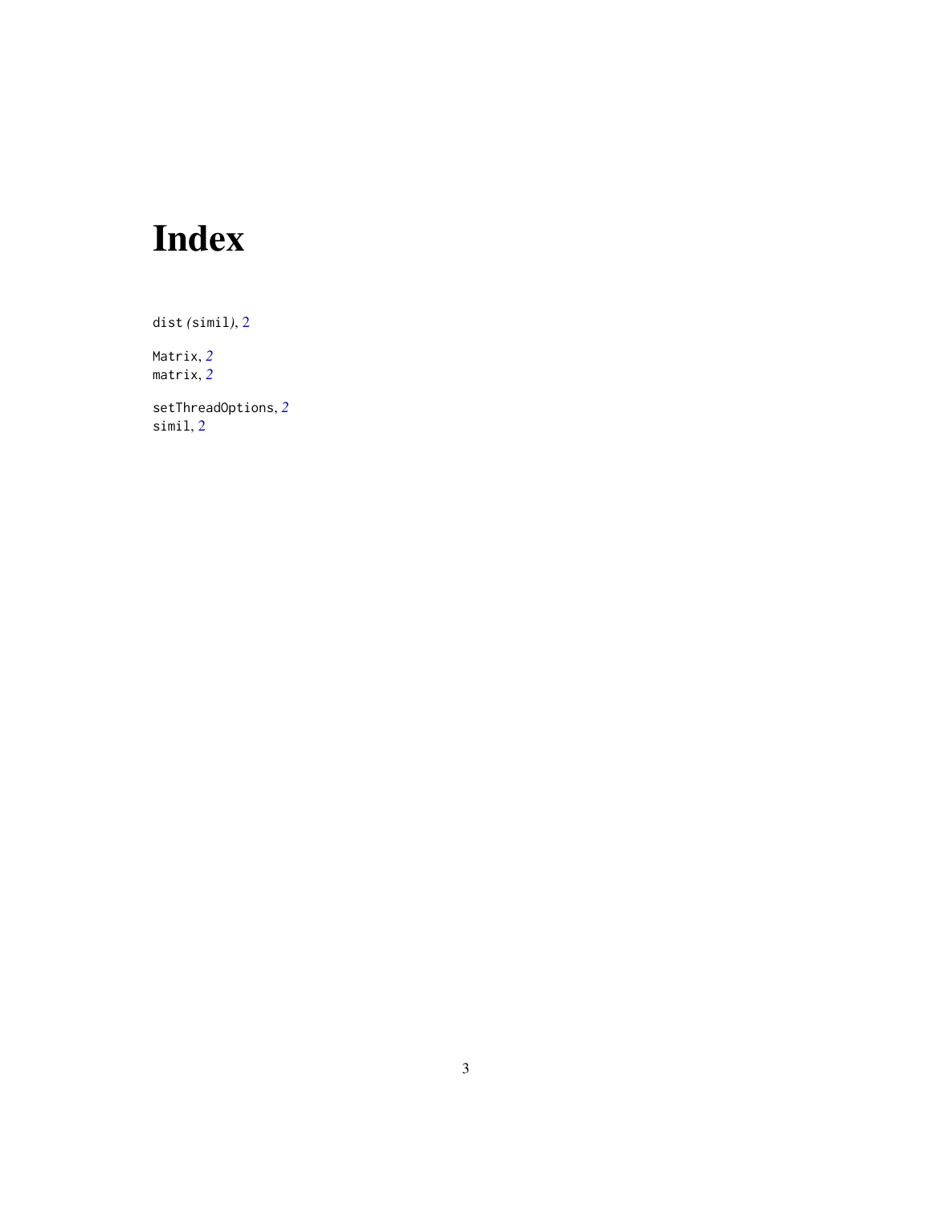# Index

dist (simil), 2

Matrix, *2*
matrix, *2*

setThreadOptions, *2*
simil, 2